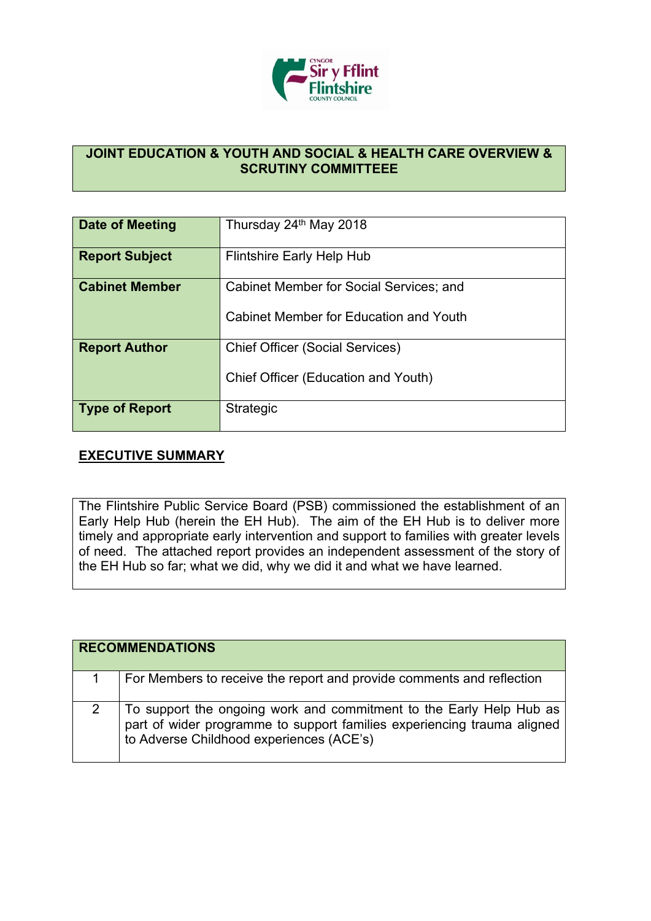## JOINT EDUCATION & YOUTH AND SOCIAL & HEALTH CARE OVERVIEW & SCRUTINY COMMITTEEE

| | |
|---|---|
| **Date of Meeting** | Thursday 24th May 2018 |
| **Report Subject** | Flintshire Early Help Hub |
| **Cabinet Member** | Cabinet Member for Social Services; and<br><br>Cabinet Member for Education and Youth |
| **Report Author** | Chief Officer (Social Services)<br><br>Chief Officer (Education and Youth) |
| **Type of Report** | Strategic |

## EXECUTIVE SUMMARY

The Flintshire Public Service Board (PSB) commissioned the establishment of an Early Help Hub (herein the EH Hub). The aim of the EH Hub is to deliver more timely and appropriate early intervention and support to families with greater levels of need. The attached report provides an independent assessment of the story of the EH Hub so far; what we did, why we did it and what we have learned.

| RECOMMENDATIONS | |
|---|---|
| 1 | For Members to receive the report and provide comments and reflection |
| 2 | To support the ongoing work and commitment to the Early Help Hub as part of wider programme to support families experiencing trauma aligned to Adverse Childhood experiences (ACE's) |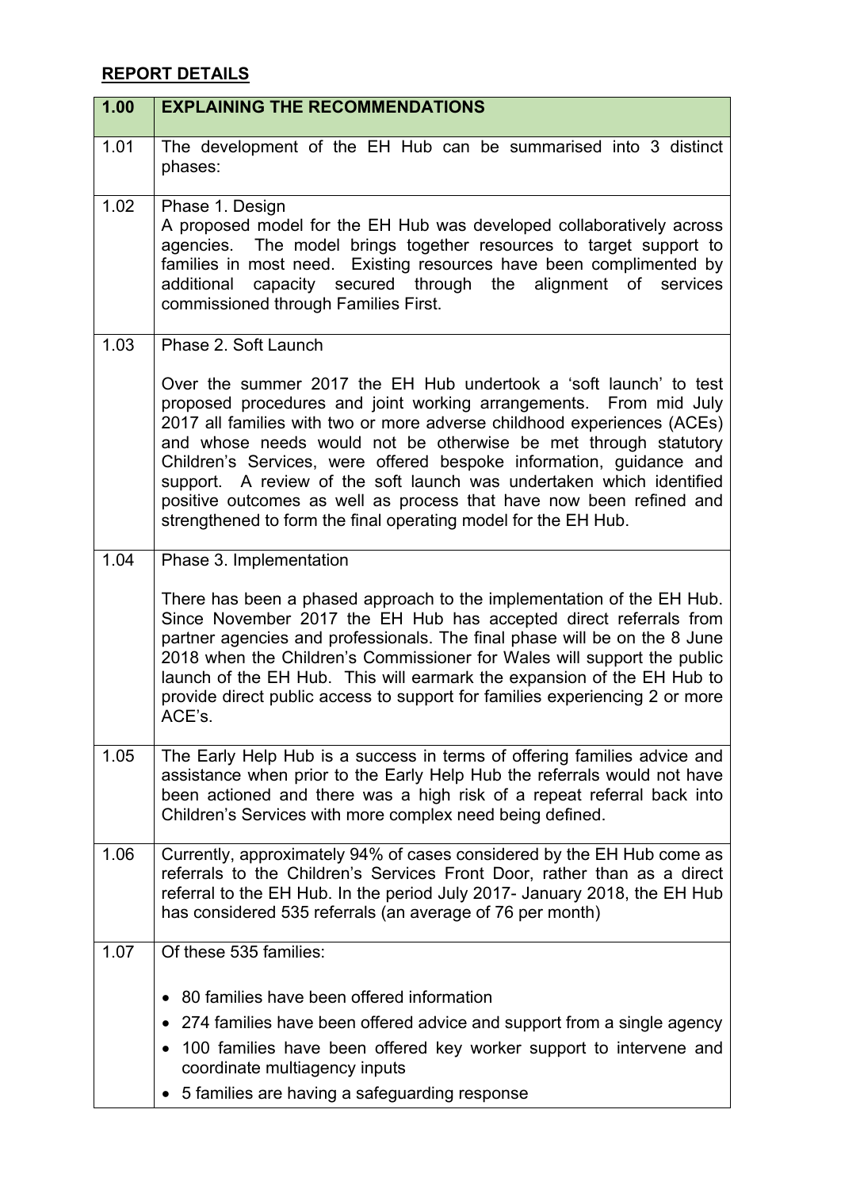## REPORT DETAILS

| 1.00 | EXPLAINING THE RECOMMENDATIONS |
| --- | --- |
| 1.01 | The development of the EH Hub can be summarised into 3 distinct phases: |
| 1.02 | Phase 1. Design<br>A proposed model for the EH Hub was developed collaboratively across agencies. The model brings together resources to target support to families in most need. Existing resources have been complimented by additional capacity secured through the alignment of services commissioned through Families First. |
| 1.03 | Phase 2. Soft Launch<br><br>Over the summer 2017 the EH Hub undertook a 'soft launch' to test proposed procedures and joint working arrangements. From mid July 2017 all families with two or more adverse childhood experiences (ACEs) and whose needs would not be otherwise be met through statutory Children's Services, were offered bespoke information, guidance and support. A review of the soft launch was undertaken which identified positive outcomes as well as process that have now been refined and strengthened to form the final operating model for the EH Hub. |
| 1.04 | Phase 3. Implementation<br><br>There has been a phased approach to the implementation of the EH Hub. Since November 2017 the EH Hub has accepted direct referrals from partner agencies and professionals. The final phase will be on the 8 June 2018 when the Children's Commissioner for Wales will support the public launch of the EH Hub. This will earmark the expansion of the EH Hub to provide direct public access to support for families experiencing 2 or more ACE's. |
| 1.05 | The Early Help Hub is a success in terms of offering families advice and assistance when prior to the Early Help Hub the referrals would not have been actioned and there was a high risk of a repeat referral back into Children's Services with more complex need being defined. |
| 1.06 | Currently, approximately 94% of cases considered by the EH Hub come as referrals to the Children's Services Front Door, rather than as a direct referral to the EH Hub. In the period July 2017- January 2018, the EH Hub has considered 535 referrals (an average of 76 per month) |
| 1.07 | Of these 535 families:<br><br>• 80 families have been offered information<br>• 274 families have been offered advice and support from a single agency<br>• 100 families have been offered key worker support to intervene and coordinate multiagency inputs<br>• 5 families are having a safeguarding response |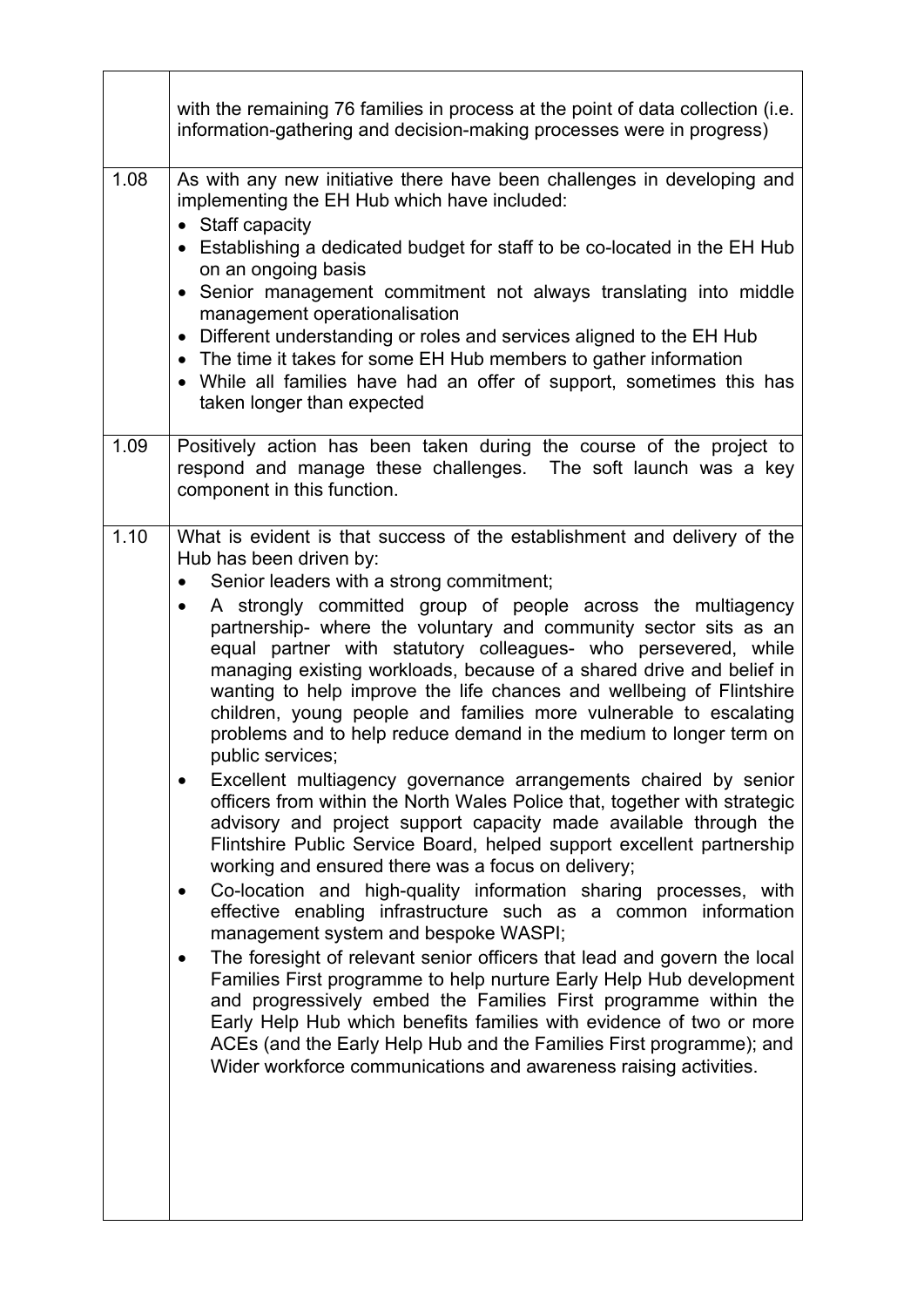| | |
|---|---|
| | with the remaining 76 families in process at the point of data collection (i.e. information-gathering and decision-making processes were in progress) |
| 1.08 | As with any new initiative there have been challenges in developing and implementing the EH Hub which have included:<br>• Staff capacity<br>• Establishing a dedicated budget for staff to be co-located in the EH Hub on an ongoing basis<br>• Senior management commitment not always translating into middle management operationalisation<br>• Different understanding or roles and services aligned to the EH Hub<br>• The time it takes for some EH Hub members to gather information<br>• While all families have had an offer of support, sometimes this has taken longer than expected |
| 1.09 | Positively action has been taken during the course of the project to respond and manage these challenges. The soft launch was a key component in this function. |
| 1.10 | What is evident is that success of the establishment and delivery of the Hub has been driven by:<br>• Senior leaders with a strong commitment;<br>• A strongly committed group of people across the multiagency partnership- where the voluntary and community sector sits as an equal partner with statutory colleagues- who persevered, while managing existing workloads, because of a shared drive and belief in wanting to help improve the life chances and wellbeing of Flintshire children, young people and families more vulnerable to escalating problems and to help reduce demand in the medium to longer term on public services;<br>• Excellent multiagency governance arrangements chaired by senior officers from within the North Wales Police that, together with strategic advisory and project support capacity made available through the Flintshire Public Service Board, helped support excellent partnership working and ensured there was a focus on delivery;<br>• Co-location and high-quality information sharing processes, with effective enabling infrastructure such as a common information management system and bespoke WASPI;<br>• The foresight of relevant senior officers that lead and govern the local Families First programme to help nurture Early Help Hub development and progressively embed the Families First programme within the Early Help Hub which benefits families with evidence of two or more ACEs (and the Early Help Hub and the Families First programme); and Wider workforce communications and awareness raising activities. |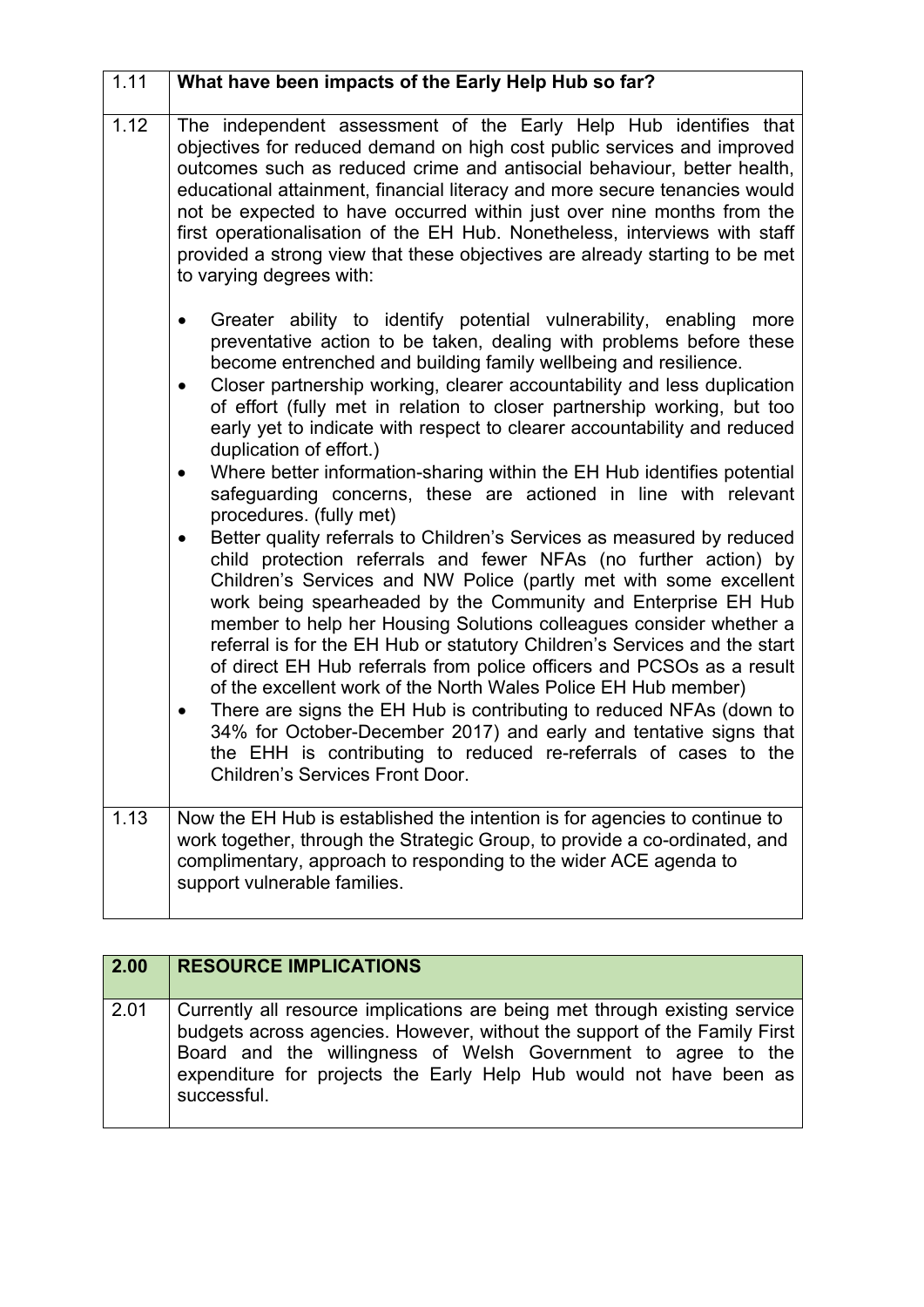| 1.11 | **What have been impacts of the Early Help Hub so far?** |
|---|---|
| 1.12 | The independent assessment of the Early Help Hub identifies that objectives for reduced demand on high cost public services and improved outcomes such as reduced crime and antisocial behaviour, better health, educational attainment, financial literacy and more secure tenancies would not be expected to have occurred within just over nine months from the first operationalisation of the EH Hub. Nonetheless, interviews with staff provided a strong view that these objectives are already starting to be met to varying degrees with:<br><br>• Greater ability to identify potential vulnerability, enabling more preventative action to be taken, dealing with problems before these become entrenched and building family wellbeing and resilience.<br>• Closer partnership working, clearer accountability and less duplication of effort (fully met in relation to closer partnership working, but too early yet to indicate with respect to clearer accountability and reduced duplication of effort.)<br>• Where better information-sharing within the EH Hub identifies potential safeguarding concerns, these are actioned in line with relevant procedures. (fully met)<br>• Better quality referrals to Children's Services as measured by reduced child protection referrals and fewer NFAs (no further action) by Children's Services and NW Police (partly met with some excellent work being spearheaded by the Community and Enterprise EH Hub member to help her Housing Solutions colleagues consider whether a referral is for the EH Hub or statutory Children's Services and the start of direct EH Hub referrals from police officers and PCSOs as a result of the excellent work of the North Wales Police EH Hub member)<br>• There are signs the EH Hub is contributing to reduced NFAs (down to 34% for October-December 2017) and early and tentative signs that the EHH is contributing to reduced re-referrals of cases to the Children's Services Front Door. |
| 1.13 | Now the EH Hub is established the intention is for agencies to continue to work together, through the Strategic Group, to provide a co-ordinated, and complimentary, approach to responding to the wider ACE agenda to support vulnerable families. |

| **2.00** | **RESOURCE IMPLICATIONS** |
|---|---|
| 2.01 | Currently all resource implications are being met through existing service budgets across agencies. However, without the support of the Family First Board and the willingness of Welsh Government to agree to the expenditure for projects the Early Help Hub would not have been as successful. |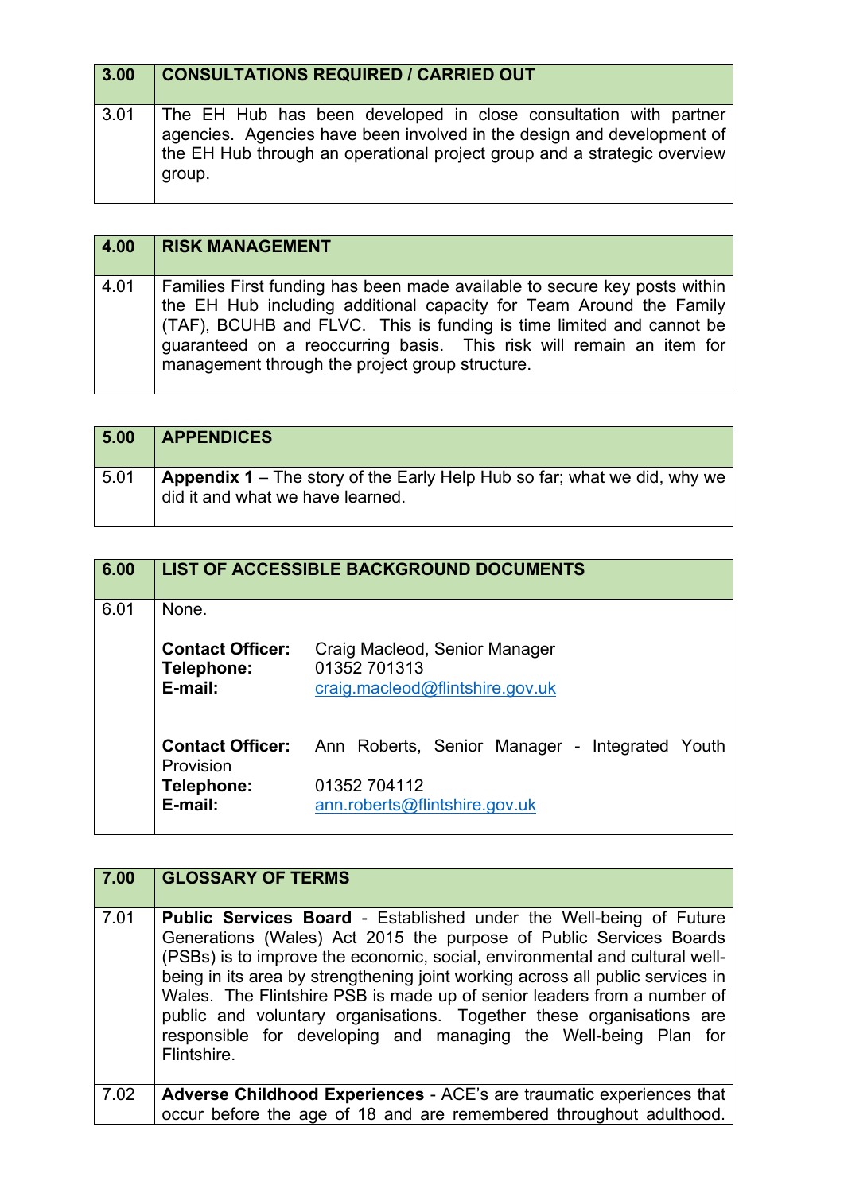| 3.00 | CONSULTATIONS REQUIRED / CARRIED OUT |
|---|---|
| 3.01 | The EH Hub has been developed in close consultation with partner agencies. Agencies have been involved in the design and development of the EH Hub through an operational project group and a strategic overview group. |

| 4.00 | RISK MANAGEMENT |
|---|---|
| 4.01 | Families First funding has been made available to secure key posts within the EH Hub including additional capacity for Team Around the Family (TAF), BCUHB and FLVC. This is funding is time limited and cannot be guaranteed on a reoccurring basis. This risk will remain an item for management through the project group structure. |

| 5.00 | APPENDICES |
|---|---|
| 5.01 | **Appendix 1** – The story of the Early Help Hub so far; what we did, why we did it and what we have learned. |

| 6.00 | LIST OF ACCESSIBLE BACKGROUND DOCUMENTS |
|---|---|
| 6.01 | None.<br><br>**Contact Officer:** Craig Macleod, Senior Manager<br>**Telephone:** 01352 701313<br>**E-mail:** craig.macleod@flintshire.gov.uk<br><br>**Contact Officer:** Ann Roberts, Senior Manager - Integrated Youth Provision<br>**Telephone:** 01352 704112<br>**E-mail:** ann.roberts@flintshire.gov.uk |

| 7.00 | GLOSSARY OF TERMS |
|---|---|
| 7.01 | **Public Services Board** - Established under the Well-being of Future Generations (Wales) Act 2015 the purpose of Public Services Boards (PSBs) is to improve the economic, social, environmental and cultural well-being in its area by strengthening joint working across all public services in Wales. The Flintshire PSB is made up of senior leaders from a number of public and voluntary organisations. Together these organisations are responsible for developing and managing the Well-being Plan for Flintshire. |
| 7.02 | **Adverse Childhood Experiences** - ACE's are traumatic experiences that occur before the age of 18 and are remembered throughout adulthood. |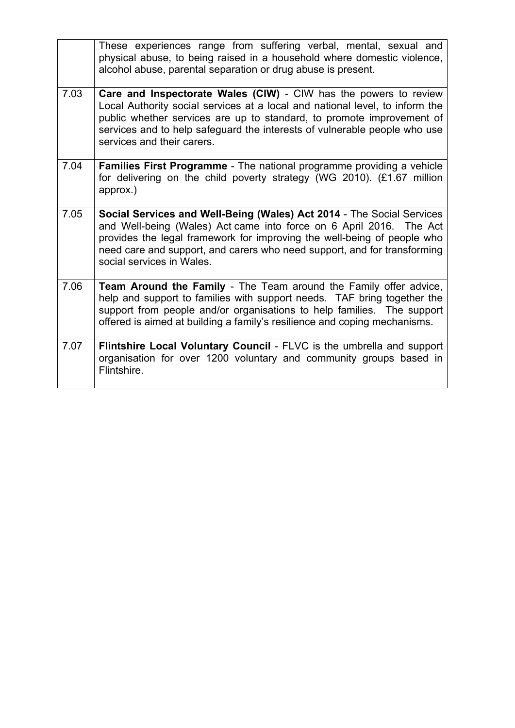| | |
|---|---|
| | These experiences range from suffering verbal, mental, sexual and physical abuse, to being raised in a household where domestic violence, alcohol abuse, parental separation or drug abuse is present. |
| 7.03 | **Care and Inspectorate Wales (CIW)** - CIW has the powers to review Local Authority social services at a local and national level, to inform the public whether services are up to standard, to promote improvement of services and to help safeguard the interests of vulnerable people who use services and their carers. |
| 7.04 | **Families First Programme** - The national programme providing a vehicle for delivering on the child poverty strategy (WG 2010). (£1.67 million approx.) |
| 7.05 | **Social Services and Well-Being (Wales) Act 2014** - The Social Services and Well-being (Wales) Act came into force on 6 April 2016. The Act provides the legal framework for improving the well-being of people who need care and support, and carers who need support, and for transforming social services in Wales. |
| 7.06 | **Team Around the Family** - The Team around the Family offer advice, help and support to families with support needs. TAF bring together the support from people and/or organisations to help families. The support offered is aimed at building a family's resilience and coping mechanisms. |
| 7.07 | **Flintshire Local Voluntary Council** - FLVC is the umbrella and support organisation for over 1200 voluntary and community groups based in Flintshire. |